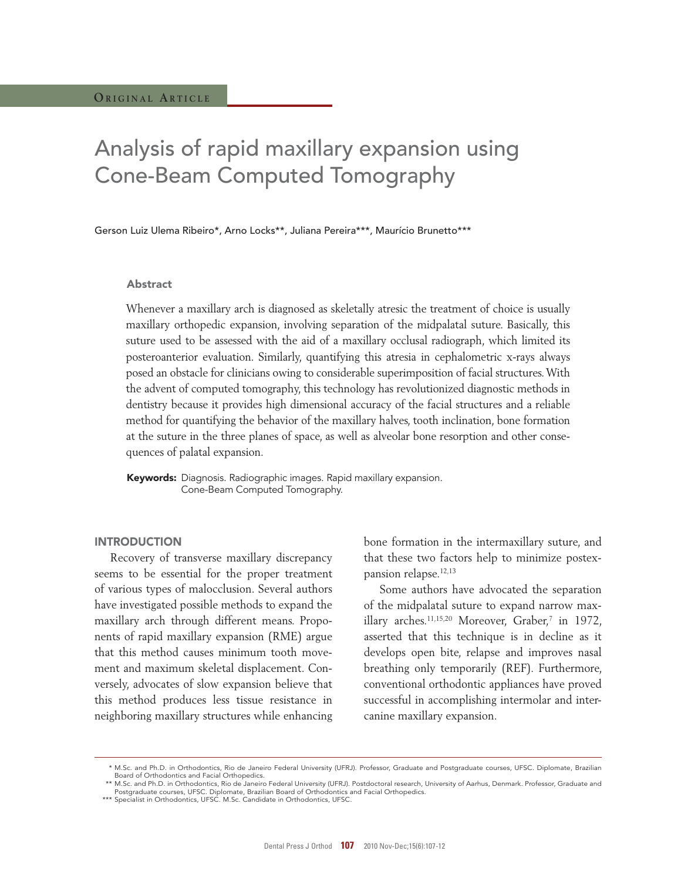ORIGINAL ARTICLE

# Analysis of rapid maxillary expansion using Cone-Beam Computed Tomography

Gerson Luiz Ulema Ribeiro*, Arno Locks**, Juliana Pereira***, Maurício Brunetto***

## Abstract

Whenever a maxillary arch is diagnosed as skeletally atresic the treatment of choice is usually maxillary orthopedic expansion, involving separation of the midpalatal suture. Basically, this suture used to be assessed with the aid of a maxillary occlusal radiograph, which limited its posteroanterior evaluation. Similarly, quantifying this atresia in cephalometric x-rays always posed an obstacle for clinicians owing to considerable superimposition of facial structures. With the advent of computed tomography, this technology has revolutionized diagnostic methods in dentistry because it provides high dimensional accuracy of the facial structures and a reliable method for quantifying the behavior of the maxillary halves, tooth inclination, bone formation at the suture in the three planes of space, as well as alveolar bone resorption and other consequences of palatal expansion.

**Keywords:** Diagnosis. Radiographic images. Rapid maxillary expansion. Cone-Beam Computed Tomography.

## INTRODUCTION

Recovery of transverse maxillary discrepancy seems to be essential for the proper treatment of various types of malocclusion. Several authors have investigated possible methods to expand the maxillary arch through different means. Proponents of rapid maxillary expansion (RME) argue that this method causes minimum tooth movement and maximum skeletal displacement. Conversely, advocates of slow expansion believe that this method produces less tissue resistance in neighboring maxillary structures while enhancing bone formation in the intermaxillary suture, and that these two factors help to minimize postexpansion relapse.[12,13]

Some authors have advocated the separation of the midpalatal suture to expand narrow maxillary arches.[11,15,20] Moreover, Graber,[7] in 1972, asserted that this technique is in decline as it develops open bite, relapse and improves nasal breathing only temporarily (REF). Furthermore, conventional orthodontic appliances have proved successful in accomplishing intermolar and intercanine maxillary expansion.

---

\* M.Sc. and Ph.D. in Orthodontics, Rio de Janeiro Federal University (UFRJ). Professor, Graduate and Postgraduate courses, UFSC. Diplomate, Brazilian Board of Orthodontics and Facial Orthopedics.

\*\* M.Sc. and Ph.D. in Orthodontics, Rio de Janeiro Federal University (UFRJ). Postdoctoral research, University of Aarhus, Denmark. Professor, Graduate and Postgraduate courses, UFSC. Diplomate, Brazilian Board of Orthodontics and Facial Orthopedics.

\*\*\* Specialist in Orthodontics, UFSC. M.Sc. Candidate in Orthodontics, UFSC.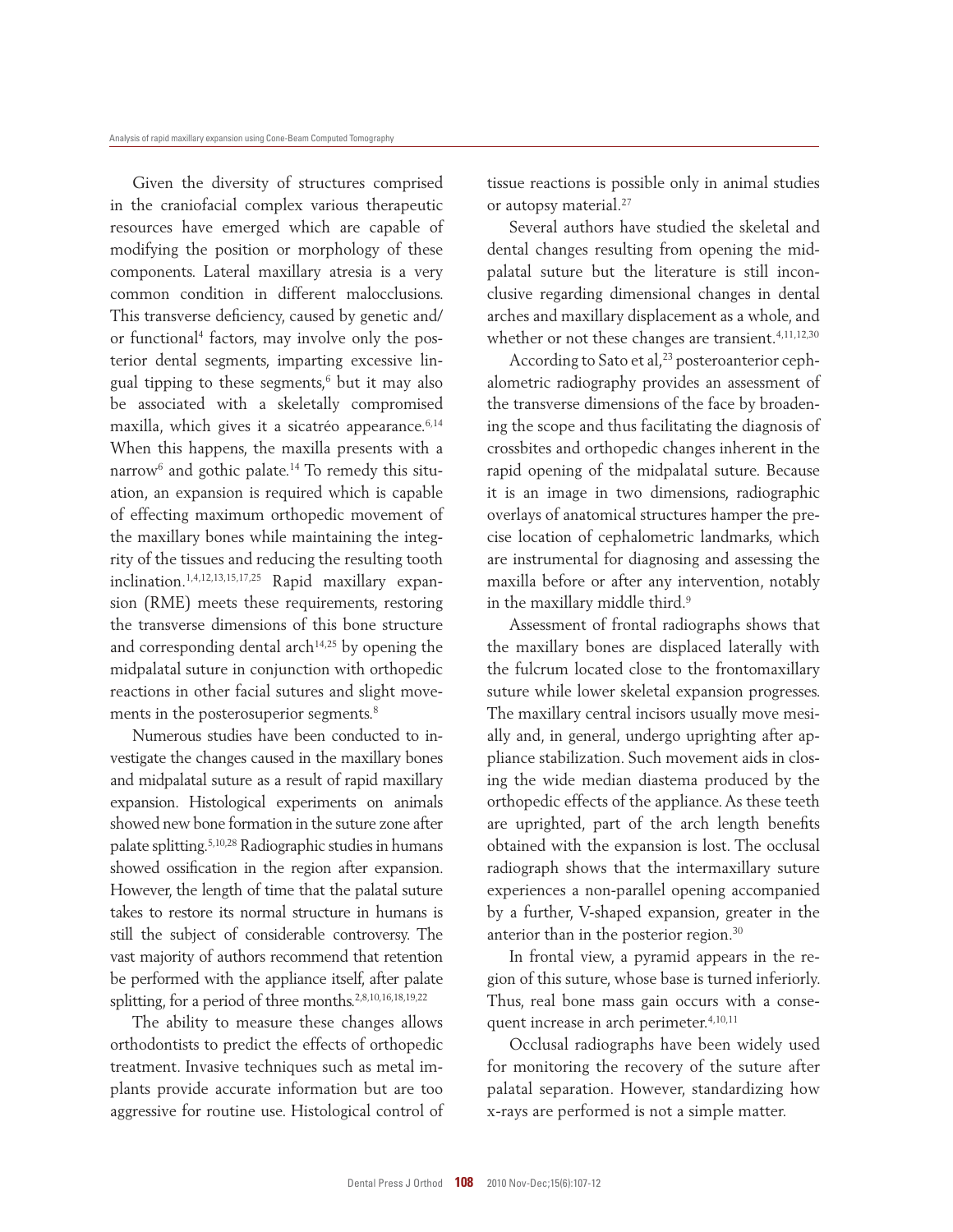Given the diversity of structures comprised in the craniofacial complex various therapeutic resources have emerged which are capable of modifying the position or morphology of these components. Lateral maxillary atresia is a very common condition in different malocclusions. This transverse deficiency, caused by genetic and/or functional[4] factors, may involve only the posterior dental segments, imparting excessive lingual tipping to these segments,[6] but it may also be associated with a skeletally compromised maxilla, which gives it a sicatréo appearance.[6,14] When this happens, the maxilla presents with a narrow[6] and gothic palate.[14] To remedy this situation, an expansion is required which is capable of effecting maximum orthopedic movement of the maxillary bones while maintaining the integrity of the tissues and reducing the resulting tooth inclination.[1,4,12,13,15,17,25] Rapid maxillary expansion (RME) meets these requirements, restoring the transverse dimensions of this bone structure and corresponding dental arch[14,25] by opening the midpalatal suture in conjunction with orthopedic reactions in other facial sutures and slight movements in the posterosuperior segments.[8]

Numerous studies have been conducted to investigate the changes caused in the maxillary bones and midpalatal suture as a result of rapid maxillary expansion. Histological experiments on animals showed new bone formation in the suture zone after palate splitting.[5,10,28] Radiographic studies in humans showed ossification in the region after expansion. However, the length of time that the palatal suture takes to restore its normal structure in humans is still the subject of considerable controversy. The vast majority of authors recommend that retention be performed with the appliance itself, after palate splitting, for a period of three months.[2,8,10,16,18,19,22]

The ability to measure these changes allows orthodontists to predict the effects of orthopedic treatment. Invasive techniques such as metal implants provide accurate information but are too aggressive for routine use. Histological control of tissue reactions is possible only in animal studies or autopsy material.[27]

Several authors have studied the skeletal and dental changes resulting from opening the midpalatal suture but the literature is still inconclusive regarding dimensional changes in dental arches and maxillary displacement as a whole, and whether or not these changes are transient.[4,11,12,30]

According to Sato et al,[23] posteroanterior cephalometric radiography provides an assessment of the transverse dimensions of the face by broadening the scope and thus facilitating the diagnosis of crossbites and orthopedic changes inherent in the rapid opening of the midpalatal suture. Because it is an image in two dimensions, radiographic overlays of anatomical structures hamper the precise location of cephalometric landmarks, which are instrumental for diagnosing and assessing the maxilla before or after any intervention, notably in the maxillary middle third.[9]

Assessment of frontal radiographs shows that the maxillary bones are displaced laterally with the fulcrum located close to the frontomaxillary suture while lower skeletal expansion progresses. The maxillary central incisors usually move mesially and, in general, undergo uprighting after appliance stabilization. Such movement aids in closing the wide median diastema produced by the orthopedic effects of the appliance. As these teeth are uprighted, part of the arch length benefits obtained with the expansion is lost. The occlusal radiograph shows that the intermaxillary suture experiences a non-parallel opening accompanied by a further, V-shaped expansion, greater in the anterior than in the posterior region.[30]

In frontal view, a pyramid appears in the region of this suture, whose base is turned inferiorly. Thus, real bone mass gain occurs with a consequent increase in arch perimeter.[4,10,11]

Occlusal radiographs have been widely used for monitoring the recovery of the suture after palatal separation. However, standardizing how x-rays are performed is not a simple matter.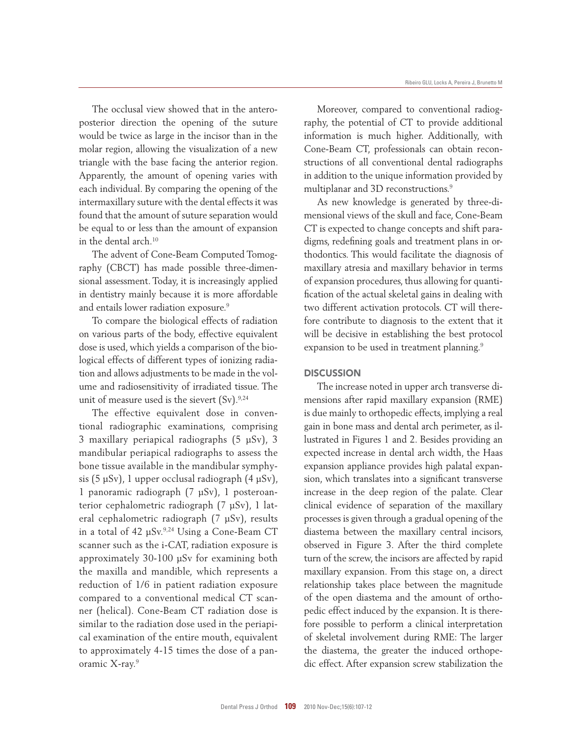The occlusal view showed that in the anteroposterior direction the opening of the suture would be twice as large in the incisor than in the molar region, allowing the visualization of a new triangle with the base facing the anterior region. Apparently, the amount of opening varies with each individual. By comparing the opening of the intermaxillary suture with the dental effects it was found that the amount of suture separation would be equal to or less than the amount of expansion in the dental arch.[10]

The advent of Cone-Beam Computed Tomography (CBCT) has made possible three-dimensional assessment. Today, it is increasingly applied in dentistry mainly because it is more affordable and entails lower radiation exposure.[9]

To compare the biological effects of radiation on various parts of the body, effective equivalent dose is used, which yields a comparison of the biological effects of different types of ionizing radiation and allows adjustments to be made in the volume and radiosensitivity of irradiated tissue. The unit of measure used is the sievert (Sv).[9,24]

The effective equivalent dose in conventional radiographic examinations, comprising 3 maxillary periapical radiographs (5 µSv), 3 mandibular periapical radiographs to assess the bone tissue available in the mandibular symphysis (5 µSv), 1 upper occlusal radiograph (4 µSv), 1 panoramic radiograph (7 µSv), 1 posteroanterior cephalometric radiograph (7 µSv), 1 lateral cephalometric radiograph (7 µSv), results in a total of 42 µSv.[9,24] Using a Cone-Beam CT scanner such as the i-CAT, radiation exposure is approximately 30-100 µSv for examining both the maxilla and mandible, which represents a reduction of 1/6 in patient radiation exposure compared to a conventional medical CT scanner (helical). Cone-Beam CT radiation dose is similar to the radiation dose used in the periapical examination of the entire mouth, equivalent to approximately 4-15 times the dose of a panoramic X-ray.[9]

Moreover, compared to conventional radiography, the potential of CT to provide additional information is much higher. Additionally, with Cone-Beam CT, professionals can obtain reconstructions of all conventional dental radiographs in addition to the unique information provided by multiplanar and 3D reconstructions.[9]

As new knowledge is generated by three-dimensional views of the skull and face, Cone-Beam CT is expected to change concepts and shift paradigms, redefining goals and treatment plans in orthodontics. This would facilitate the diagnosis of maxillary atresia and maxillary behavior in terms of expansion procedures, thus allowing for quantification of the actual skeletal gains in dealing with two different activation protocols. CT will therefore contribute to diagnosis to the extent that it will be decisive in establishing the best protocol expansion to be used in treatment planning.[9]

## DISCUSSION

The increase noted in upper arch transverse dimensions after rapid maxillary expansion (RME) is due mainly to orthopedic effects, implying a real gain in bone mass and dental arch perimeter, as illustrated in Figures 1 and 2. Besides providing an expected increase in dental arch width, the Haas expansion appliance provides high palatal expansion, which translates into a significant transverse increase in the deep region of the palate. Clear clinical evidence of separation of the maxillary processes is given through a gradual opening of the diastema between the maxillary central incisors, observed in Figure 3. After the third complete turn of the screw, the incisors are affected by rapid maxillary expansion. From this stage on, a direct relationship takes place between the magnitude of the open diastema and the amount of orthopedic effect induced by the expansion. It is therefore possible to perform a clinical interpretation of skeletal involvement during RME: The larger the diastema, the greater the induced orthopedic effect. After expansion screw stabilization the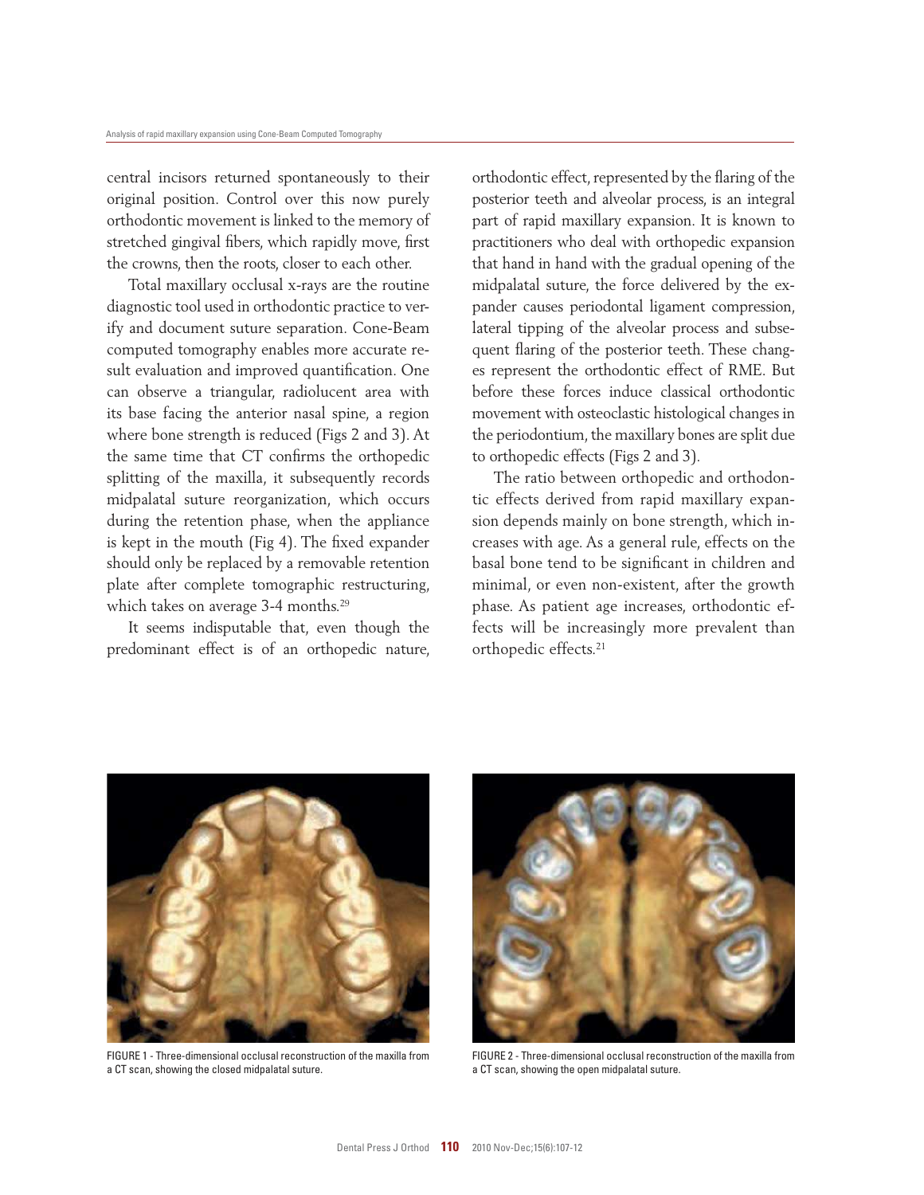central incisors returned spontaneously to their original position. Control over this now purely orthodontic movement is linked to the memory of stretched gingival fibers, which rapidly move, first the crowns, then the roots, closer to each other.

Total maxillary occlusal x-rays are the routine diagnostic tool used in orthodontic practice to verify and document suture separation. Cone-Beam computed tomography enables more accurate result evaluation and improved quantification. One can observe a triangular, radiolucent area with its base facing the anterior nasal spine, a region where bone strength is reduced (Figs 2 and 3). At the same time that CT confirms the orthopedic splitting of the maxilla, it subsequently records midpalatal suture reorganization, which occurs during the retention phase, when the appliance is kept in the mouth (Fig 4). The fixed expander should only be replaced by a removable retention plate after complete tomographic restructuring, which takes on average 3-4 months.[29]

It seems indisputable that, even though the predominant effect is of an orthopedic nature, orthodontic effect, represented by the flaring of the posterior teeth and alveolar process, is an integral part of rapid maxillary expansion. It is known to practitioners who deal with orthopedic expansion that hand in hand with the gradual opening of the midpalatal suture, the force delivered by the expander causes periodontal ligament compression, lateral tipping of the alveolar process and subsequent flaring of the posterior teeth. These changes represent the orthodontic effect of RME. But before these forces induce classical orthodontic movement with osteoclastic histological changes in the periodontium, the maxillary bones are split due to orthopedic effects (Figs 2 and 3).

The ratio between orthopedic and orthodontic effects derived from rapid maxillary expansion depends mainly on bone strength, which increases with age. As a general rule, effects on the basal bone tend to be significant in children and minimal, or even non-existent, after the growth phase. As patient age increases, orthodontic effects will be increasingly more prevalent than orthopedic effects.[21]

FIGURE 1 - Three-dimensional occlusal reconstruction of the maxilla from a CT scan, showing the closed midpalatal suture.

FIGURE 2 - Three-dimensional occlusal reconstruction of the maxilla from a CT scan, showing the open midpalatal suture.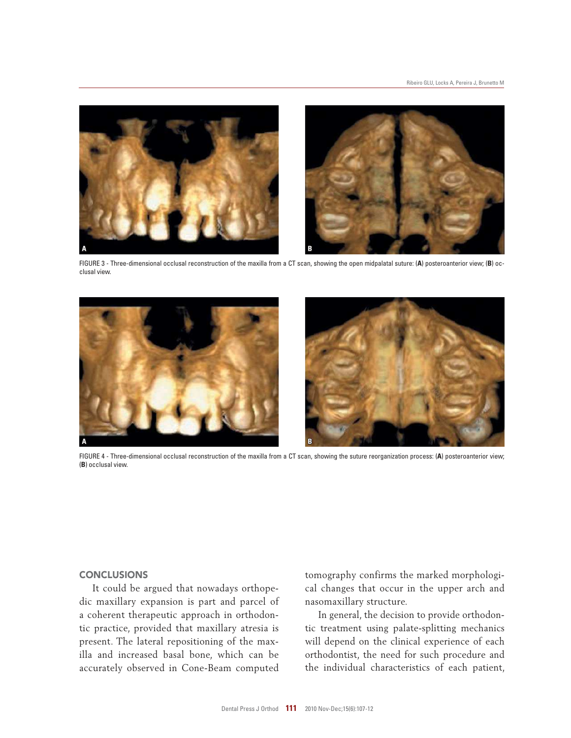FIGURE 3 - Three-dimensional occlusal reconstruction of the maxilla from a CT scan, showing the open midpalatal suture: (**A**) posteroanterior view; (**B**) occlusal view.

FIGURE 4 - Three-dimensional occlusal reconstruction of the maxilla from a CT scan, showing the suture reorganization process: (**A**) posteroanterior view; (**B**) occlusal view.

## CONCLUSIONS

It could be argued that nowadays orthopedic maxillary expansion is part and parcel of a coherent therapeutic approach in orthodontic practice, provided that maxillary atresia is present. The lateral repositioning of the maxilla and increased basal bone, which can be accurately observed in Cone-Beam computed tomography confirms the marked morphological changes that occur in the upper arch and nasomaxillary structure.

In general, the decision to provide orthodontic treatment using palate-splitting mechanics will depend on the clinical experience of each orthodontist, the need for such procedure and the individual characteristics of each patient,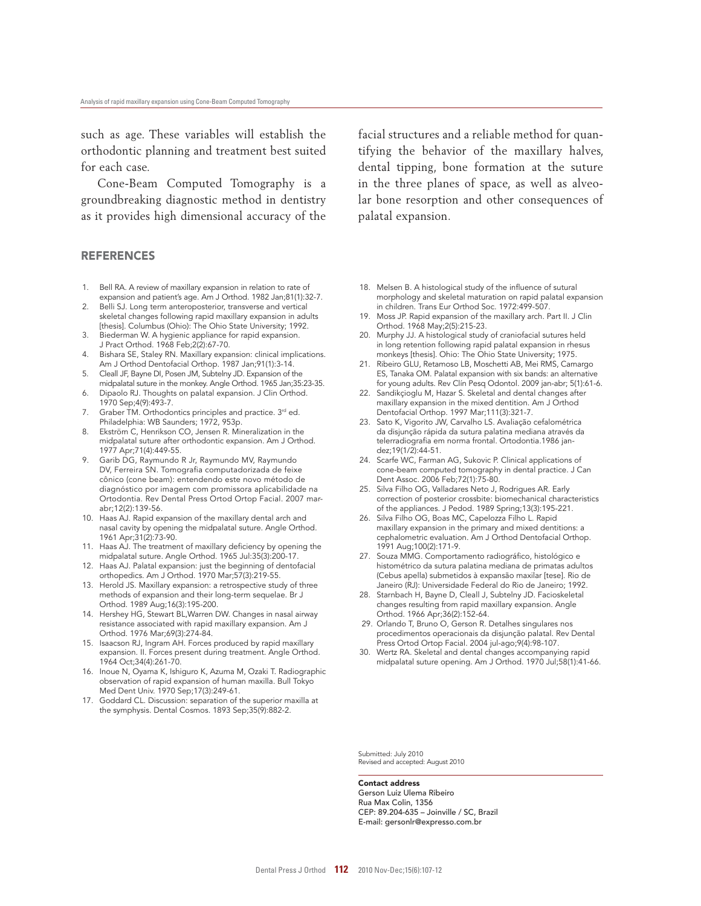such as age. These variables will establish the orthodontic planning and treatment best suited for each case.

Cone-Beam Computed Tomography is a groundbreaking diagnostic method in dentistry as it provides high dimensional accuracy of the facial structures and a reliable method for quantifying the behavior of the maxillary halves, dental tipping, bone formation at the suture in the three planes of space, as well as alveolar bone resorption and other consequences of palatal expansion.

## REFERENCES

1. Bell RA. A review of maxillary expansion in relation to rate of expansion and patient's age. Am J Orthod. 1982 Jan;81(1):32-7.
2. Belli SJ. Long term anteroposterior, transverse and vertical skeletal changes following rapid maxillary expansion in adults [thesis]. Columbus (Ohio): The Ohio State University; 1992.
3. Biederman W. A hygienic appliance for rapid expansion. J Pract Orthod. 1968 Feb;2(2):67-70.
4. Bishara SE, Staley RN. Maxillary expansion: clinical implications. Am J Orthod Dentofacial Orthop. 1987 Jan;91(1):3-14.
5. Cleall JF, Bayne DI, Posen JM, Subtelny JD. Expansion of the midpalatal suture in the monkey. Angle Orthod. 1965 Jan;35:23-35.
6. Dipaolo RJ. Thoughts on palatal expansion. J Clin Orthod. 1970 Sep;4(9):493-7.
7. Graber TM. Orthodontics principles and practice. 3rd ed. Philadelphia: WB Saunders; 1972, 953p.
8. Ekström C, Henrikson CO, Jensen R. Mineralization in the midpalatal suture after orthodontic expansion. Am J Orthod. 1977 Apr;71(4):449-55.
9. Garib DG, Raymundo R Jr, Raymundo MV, Raymundo DV, Ferreira SN. Tomografia computadorizada de feixe cônico (cone beam): entendendo este novo método de diagnóstico por imagem com promissora aplicabilidade na Ortodontia. Rev Dental Press Ortod Ortop Facial. 2007 mar-abr;12(2):139-56.
10. Haas AJ. Rapid expansion of the maxillary dental arch and nasal cavity by opening the midpalatal suture. Angle Orthod. 1961 Apr;31(2):73-90.
11. Haas AJ. The treatment of maxillary deficiency by opening the midpalatal suture. Angle Orthod. 1965 Jul:35(3):200-17.
12. Haas AJ. Palatal expansion: just the beginning of dentofacial orthopedics. Am J Orthod. 1970 Mar;57(3):219-55.
13. Herold JS. Maxillary expansion: a retrospective study of three methods of expansion and their long-term sequelae. Br J Orthod. 1989 Aug;16(3):195-200.
14. Hershey HG, Stewart BL,Warren DW. Changes in nasal airway resistance associated with rapid maxillary expansion. Am J Orthod. 1976 Mar;69(3):274-84.
15. Isaacson RJ, Ingram AH. Forces produced by rapid maxillary expansion. II. Forces present during treatment. Angle Orthod. 1964 Oct;34(4):261-70.
16. Inoue N, Oyama K, Ishiguro K, Azuma M, Ozaki T. Radiographic observation of rapid expansion of human maxilla. Bull Tokyo Med Dent Univ. 1970 Sep;17(3):249-61.
17. Goddard CL. Discussion: separation of the superior maxilla at the symphysis. Dental Cosmos. 1893 Sep;35(9):882-2.
18. Melsen B. A histological study of the influence of sutural morphology and skeletal maturation on rapid palatal expansion in children. Trans Eur Orthod Soc. 1972:499-507.
19. Moss JP. Rapid expansion of the maxillary arch. Part II. J Clin Orthod. 1968 May;2(5):215-23.
20. Murphy JJ. A histological study of craniofacial sutures held in long retention following rapid palatal expansion in rhesus monkeys [thesis]. Ohio: The Ohio State University; 1975.
21. Ribeiro GLU, Retamoso LB, Moschetti AB, Mei RMS, Camargo ES, Tanaka OM. Palatal expansion with six bands: an alternative for young adults. Rev Clín Pesq Odontol. 2009 jan-abr; 5(1):61-6.
22. Sandikçioglu M, Hazar S. Skeletal and dental changes after maxillary expansion in the mixed dentition. Am J Orthod Dentofacial Orthop. 1997 Mar;111(3):321-7.
23. Sato K, Vigorito JW, Carvalho LS. Avaliação cefalométrica da disjunção rápida da sutura palatina mediana através da telerradiografia em norma frontal. Ortodontia.1986 jan-dez;19(1/2):44-51.
24. Scarfe WC, Farman AG, Sukovic P. Clinical applications of cone-beam computed tomography in dental practice. J Can Dent Assoc. 2006 Feb;72(1):75-80.
25. Silva Filho OG, Valladares Neto J, Rodrigues AR. Early correction of posterior crossbite: biomechanical characteristics of the appliances. J Pedod. 1989 Spring;13(3):195-221.
26. Silva Filho OG, Boas MC, Capelozza Filho L. Rapid maxillary expansion in the primary and mixed dentitions: a cephalometric evaluation. Am J Orthod Dentofacial Orthop. 1991 Aug;100(2):171-9.
27. Souza MMG. Comportamento radiográfico, histológico e histométrico da sutura palatina mediana de primatas adultos (Cebus apella) submetidos à expansão maxilar [tese]. Rio de Janeiro (RJ): Universidade Federal do Rio de Janeiro; 1992.
28. Starnbach H, Bayne D, Cleall J, Subtelny JD. Facioskeletal changes resulting from rapid maxillary expansion. Angle Orthod. 1966 Apr;36(2):152-64.
29. Orlando T, Bruno O, Gerson R. Detalhes singulares nos procedimentos operacionais da disjunção palatal. Rev Dental Press Ortod Ortop Facial. 2004 jul-ago;9(4):98-107.
30. Wertz RA. Skeletal and dental changes accompanying rapid midpalatal suture opening. Am J Orthod. 1970 Jul;58(1):41-66.

Submitted: July 2010
Revised and accepted: August 2010

**Contact address**
Gerson Luiz Ulema Ribeiro
Rua Max Colin, 1356
CEP: 89.204-635 – Joinville / SC, Brazil
E-mail: gersonlr@expresso.com.br